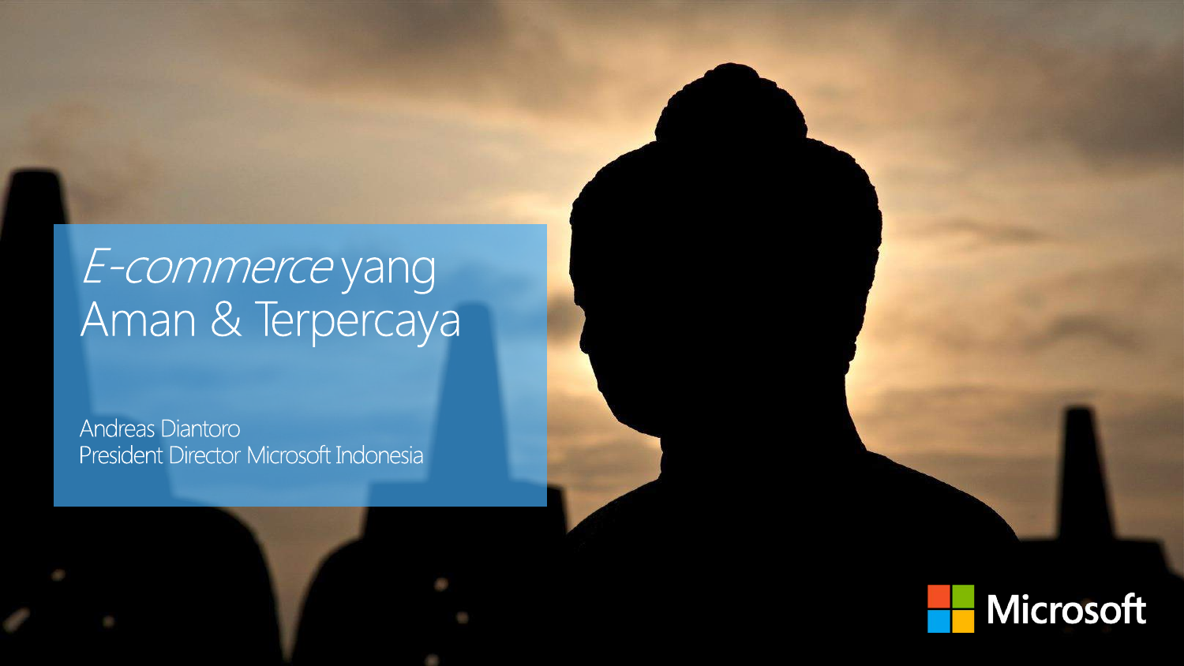# *E-commerce* yang Aman & Terpercaya

Andreas Diantoro
President Director Microsoft Indonesia

Microsoft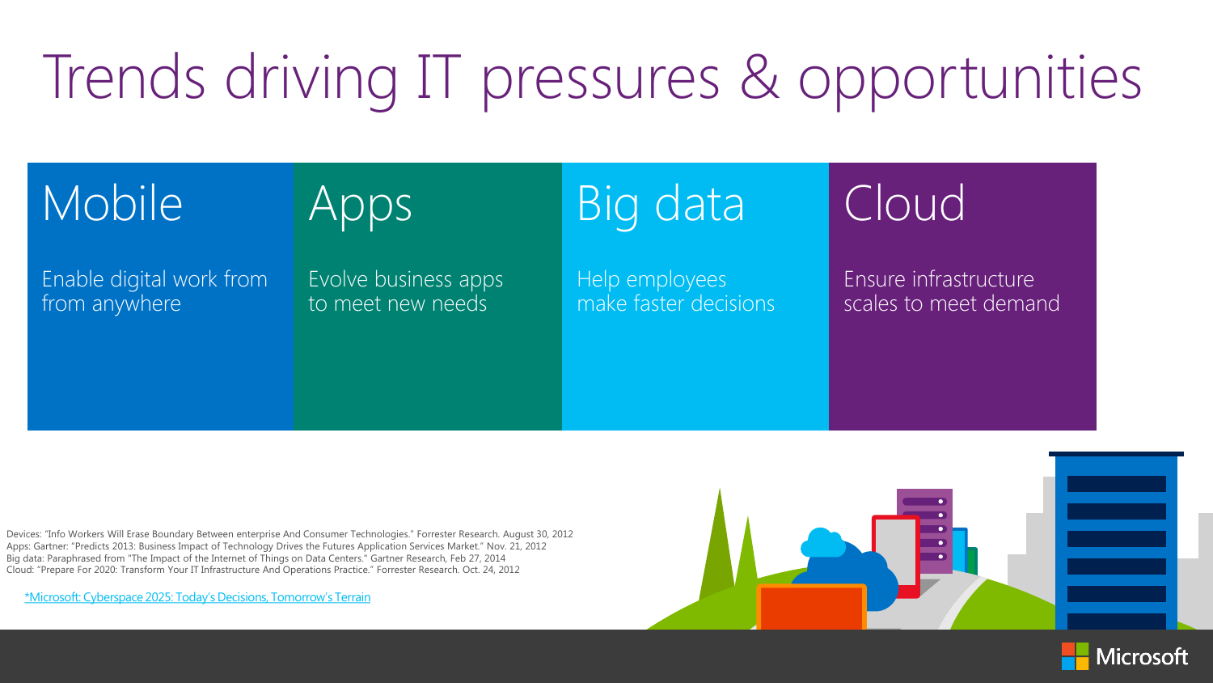# Trends driving IT pressures & opportunities

## Mobile

Enable digital work from from anywhere

## Apps

Evolve business apps to meet new needs

## Big data

Help employees make faster decisions

## Cloud

Ensure infrastructure scales to meet demand

Devices: "Info Workers Will Erase Boundary Between enterprise And Consumer Technologies." Forrester Research. August 30, 2012
Apps: Gartner: "Predicts 2013: Business Impact of Technology Drives the Futures Application Services Market." Nov. 21, 2012
Big data: Paraphrased from "The Impact of the Internet of Things on Data Centers." Gartner Research, Feb 27, 2014
Cloud: "Prepare For 2020: Transform Your IT Infrastructure And Operations Practice." Forrester Research. Oct. 24, 2012

*Microsoft: Cyberspace 2025: Today's Decisions, Tomorrow's Terrain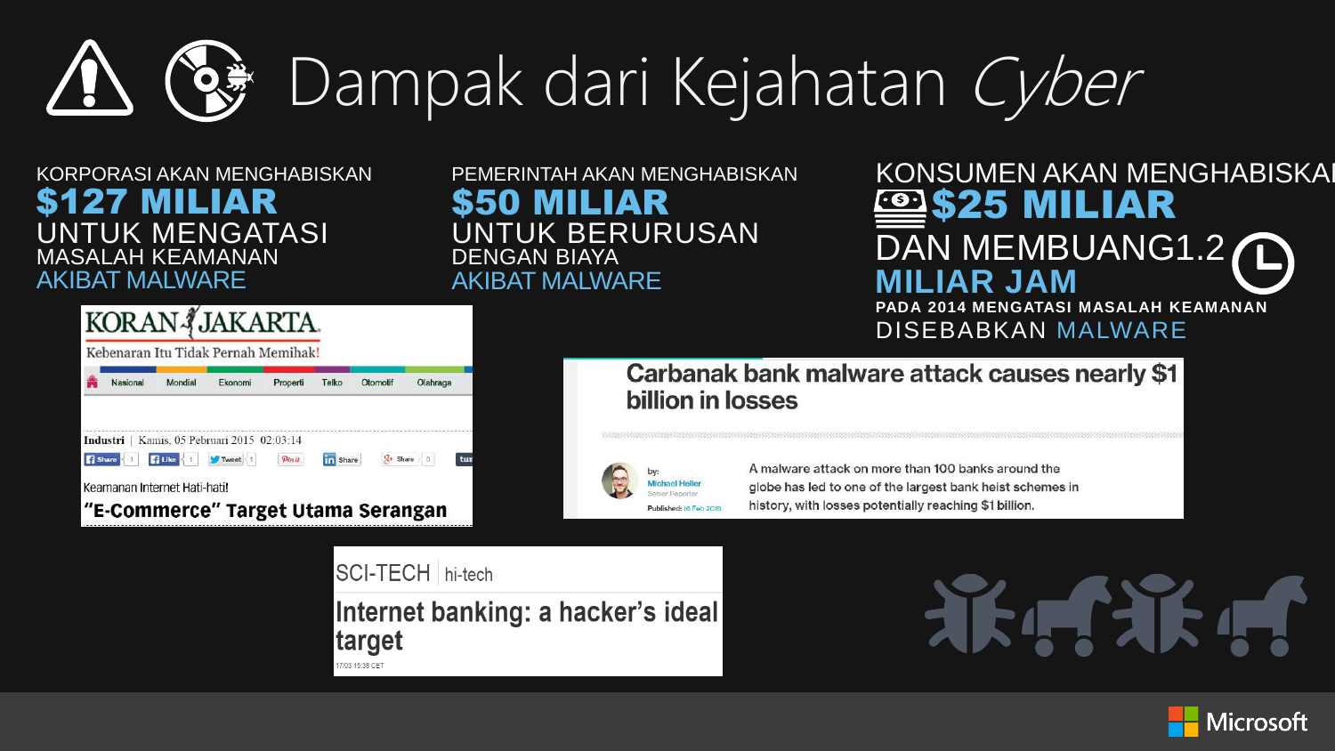# Dampak dari Kejahatan *Cyber*

KORPORASI AKAN MENGHABISKAN
**$127 MILIAR**
UNTUK MENGATASI
MASALAH KEAMANAN
AKIBAT MALWARE

PEMERINTAH AKAN MENGHABISKAN
**$50 MILIAR**
UNTUK BERURUSAN
DENGAN BIAYA
AKIBAT MALWARE

KONSUMEN AKAN MENGHABISKAN
**$25 MILIAR**
DAN MEMBUANG1.2
**MILIAR JAM**
**PADA 2014 MENGATASI MASALAH KEAMANAN**
DISEBABKAN MALWARE

KORAN JAKARTA
Kebenaran Itu Tidak Pernah Memihak!
Nasional | Mondial | Ekonomi | Properti | Telko | Otomotif | Olahraga
Industri | Kamis, 05 Pebruari 2015 02:03:14
Keamanan Internet Hati-hati!
**"E-Commerce" Target Utama Serangan**

**Carbanak bank malware attack causes nearly $1 billion in losses**
by: Michael Heller
Senior Reporter
Published: 16 Feb 2015
A malware attack on more than 100 banks around the globe has led to one of the largest bank heist schemes in history, with losses potentially reaching $1 billion.

SCI-TECH | hi-tech
**Internet banking: a hacker's ideal target**
17/03 15:38 CET

Microsoft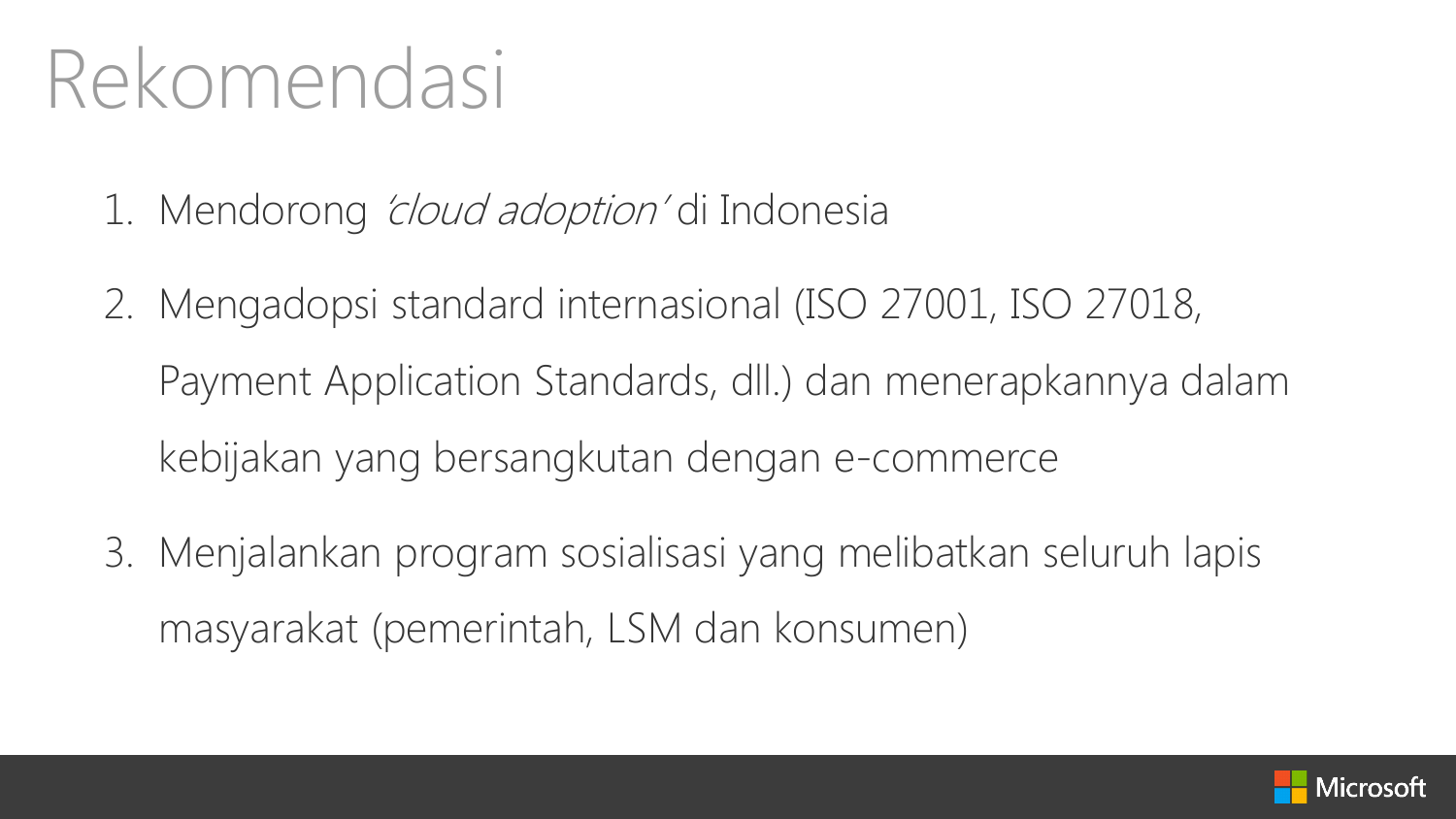# Rekomendasi

1. Mendorong *'cloud adoption'* di Indonesia
2. Mengadopsi standard internasional (ISO 27001, ISO 27018, Payment Application Standards, dll.) dan menerapkannya dalam kebijakan yang bersangkutan dengan e-commerce
3. Menjalankan program sosialisasi yang melibatkan seluruh lapis masyarakat (pemerintah, LSM dan konsumen)